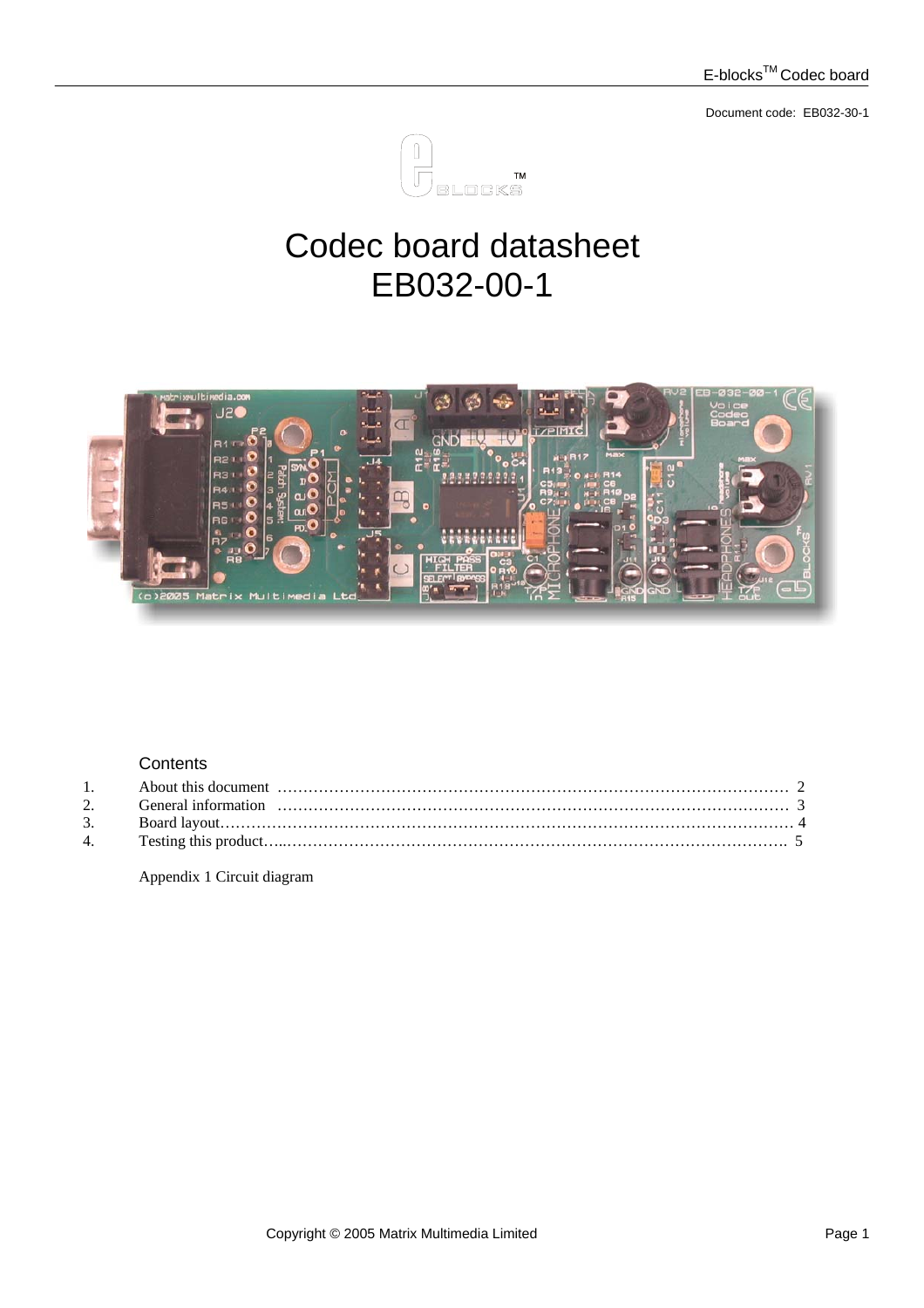Document code: EB032-30-1

# Codec board datasheet
# EB032-00-1

## Contents

| | | |
|---|---|---|
| 1. | About this document | 2 |
| 2. | General information | 3 |
| 3. | Board layout | 4 |
| 4. | Testing this product | 5 |

Appendix 1 Circuit diagram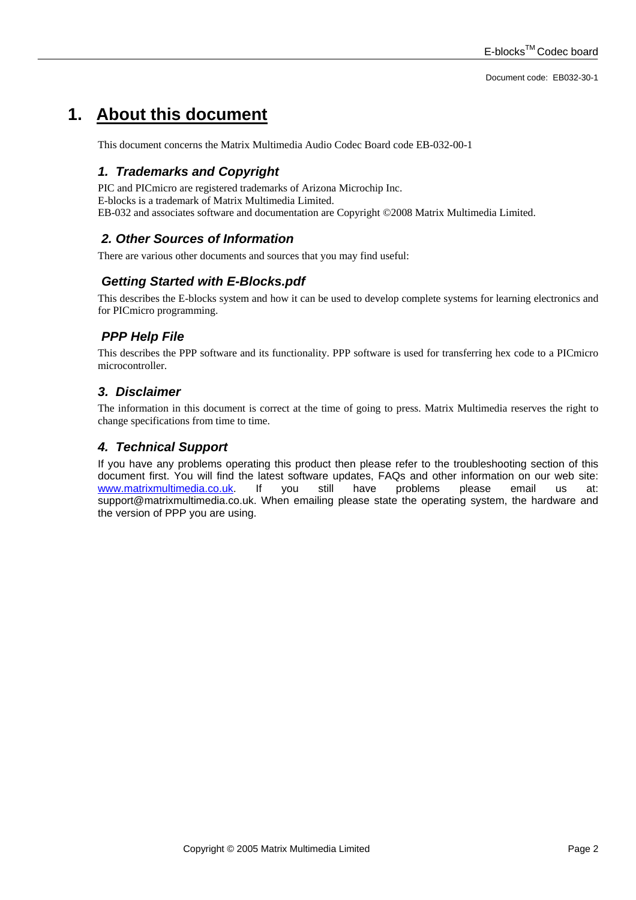# 1. About this document

This document concerns the Matrix Multimedia Audio Codec Board code EB-032-00-1

### *1. Trademarks and Copyright*

PIC and PICmicro are registered trademarks of Arizona Microchip Inc.
E-blocks is a trademark of Matrix Multimedia Limited.
EB-032 and associates software and documentation are Copyright ©2008 Matrix Multimedia Limited.

### *2. Other Sources of Information*

There are various other documents and sources that you may find useful:

### *Getting Started with E-Blocks.pdf*

This describes the E-blocks system and how it can be used to develop complete systems for learning electronics and for PICmicro programming.

### *PPP Help File*

This describes the PPP software and its functionality. PPP software is used for transferring hex code to a PICmicro microcontroller.

### *3. Disclaimer*

The information in this document is correct at the time of going to press. Matrix Multimedia reserves the right to change specifications from time to time.

### *4. Technical Support*

If you have any problems operating this product then please refer to the troubleshooting section of this document first. You will find the latest software updates, FAQs and other information on our web site: www.matrixmultimedia.co.uk. If you still have problems please email us at: support@matrixmultimedia.co.uk. When emailing please state the operating system, the hardware and the version of PPP you are using.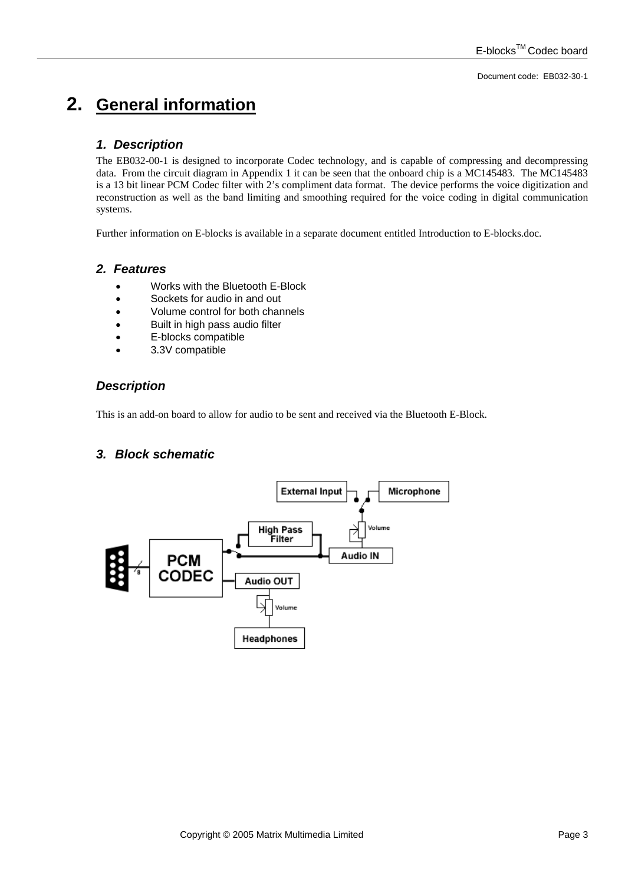# 2. General information

### 1. Description

The EB032-00-1 is designed to incorporate Codec technology, and is capable of compressing and decompressing data. From the circuit diagram in Appendix 1 it can be seen that the onboard chip is a MC145483. The MC145483 is a 13 bit linear PCM Codec filter with 2's compliment data format. The device performs the voice digitization and reconstruction as well as the band limiting and smoothing required for the voice coding in digital communication systems.

Further information on E-blocks is available in a separate document entitled Introduction to E-blocks.doc.

### 2. Features

- Works with the Bluetooth E-Block
- Sockets for audio in and out
- Volume control for both channels
- Built in high pass audio filter
- E-blocks compatible
- 3.3V compatible

### Description

This is an add-on board to allow for audio to be sent and received via the Bluetooth E-Block.

### 3. Block schematic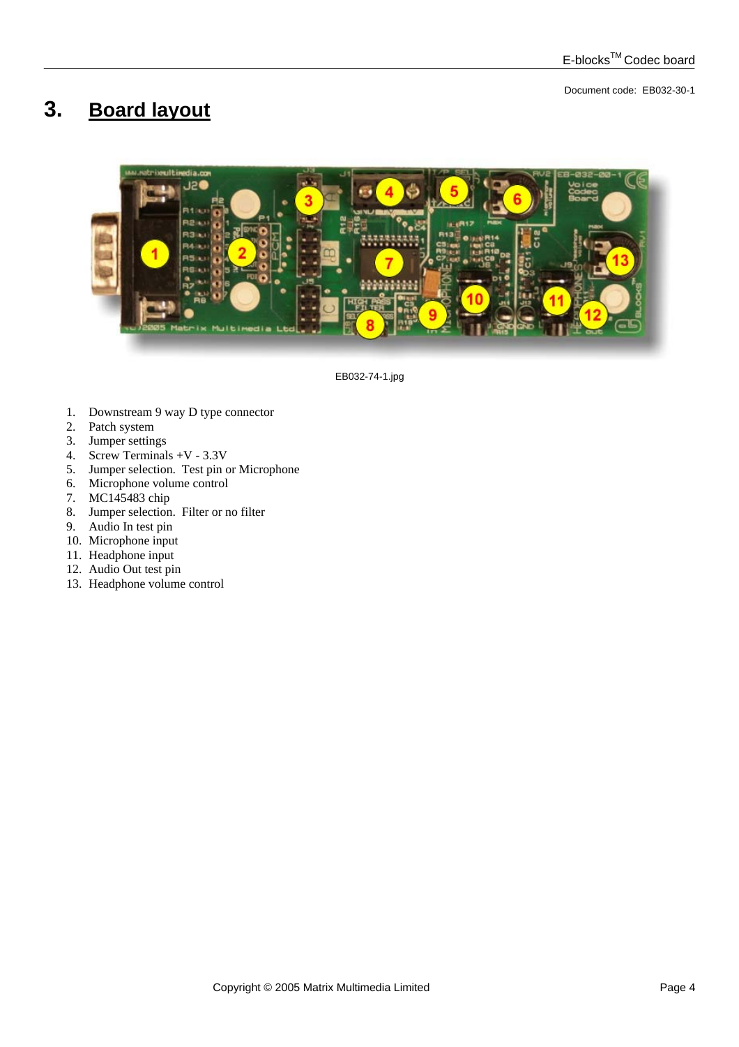# 3. Board layout

EB032-74-1.jpg

1. Downstream 9 way D type connector
2. Patch system
3. Jumper settings
4. Screw Terminals +V - 3.3V
5. Jumper selection. Test pin or Microphone
6. Microphone volume control
7. MC145483 chip
8. Jumper selection. Filter or no filter
9. Audio In test pin
10. Microphone input
11. Headphone input
12. Audio Out test pin
13. Headphone volume control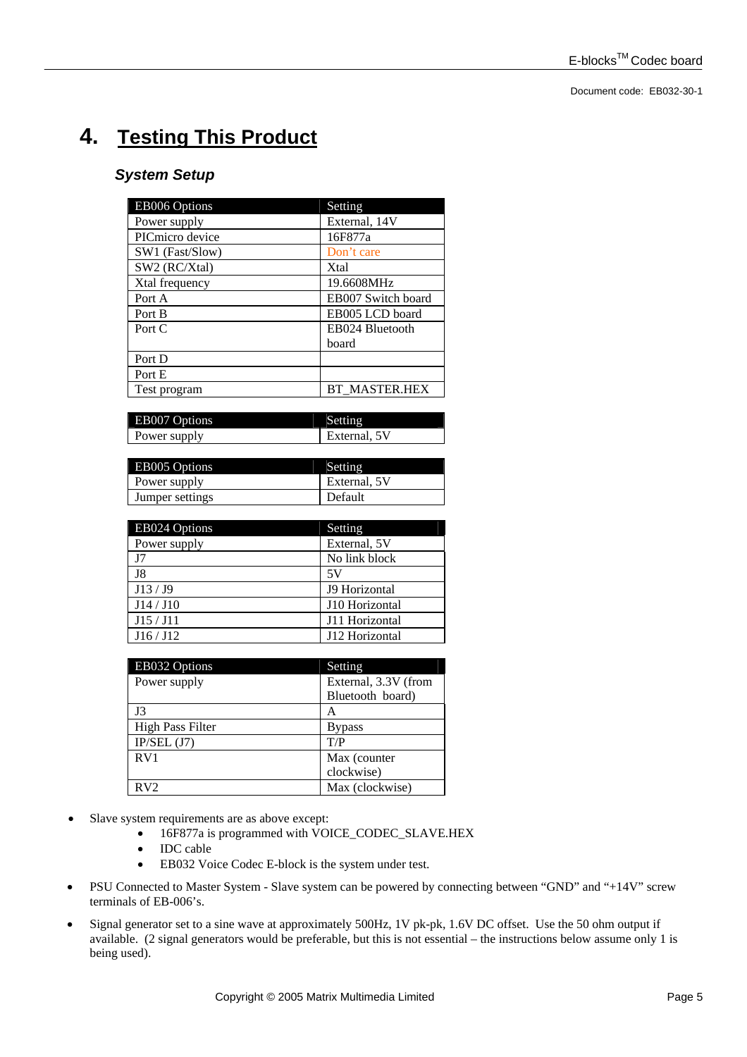# 4. Testing This Product

### *System Setup*

| EB006 Options | Setting |
|---|---|
| Power supply | External, 14V |
| PICmicro device | 16F877a |
| SW1 (Fast/Slow) | Don't care |
| SW2 (RC/Xtal) | Xtal |
| Xtal frequency | 19.6608MHz |
| Port A | EB007 Switch board |
| Port B | EB005 LCD board |
| Port C | EB024 Bluetooth board |
| Port D | |
| Port E | |
| Test program | BT_MASTER.HEX |

| EB007 Options | Setting |
|---|---|
| Power supply | External, 5V |

| EB005 Options | Setting |
|---|---|
| Power supply | External, 5V |
| Jumper settings | Default |

| EB024 Options | Setting |
|---|---|
| Power supply | External, 5V |
| J7 | No link block |
| J8 | 5V |
| J13 / J9 | J9 Horizontal |
| J14 / J10 | J10 Horizontal |
| J15 / J11 | J11 Horizontal |
| J16 / J12 | J12 Horizontal |

| EB032 Options | Setting |
|---|---|
| Power supply | External, 3.3V (from Bluetooth board) |
| J3 | A |
| High Pass Filter | Bypass |
| IP/SEL (J7) | T/P |
| RV1 | Max (counter clockwise) |
| RV2 | Max (clockwise) |

- Slave system requirements are as above except:
  - 16F877a is programmed with VOICE_CODEC_SLAVE.HEX
  - IDC cable
  - EB032 Voice Codec E-block is the system under test.
- PSU Connected to Master System - Slave system can be powered by connecting between "GND" and "+14V" screw terminals of EB-006's.
- Signal generator set to a sine wave at approximately 500Hz, 1V pk-pk, 1.6V DC offset. Use the 50 ohm output if available. (2 signal generators would be preferable, but this is not essential – the instructions below assume only 1 is being used).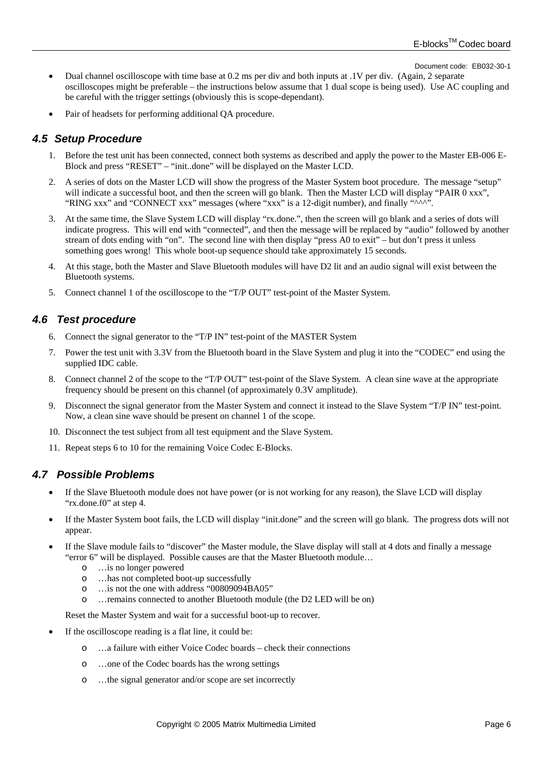- Dual channel oscilloscope with time base at 0.2 ms per div and both inputs at .1V per div. (Again, 2 separate oscilloscopes might be preferable – the instructions below assume that 1 dual scope is being used). Use AC coupling and be careful with the trigger settings (obviously this is scope-dependant).
- Pair of headsets for performing additional QA procedure.

### *4.5 Setup Procedure*

1. Before the test unit has been connected, connect both systems as described and apply the power to the Master EB-006 E-Block and press "RESET" – "init..done" will be displayed on the Master LCD.
2. A series of dots on the Master LCD will show the progress of the Master System boot procedure. The message "setup" will indicate a successful boot, and then the screen will go blank. Then the Master LCD will display "PAIR 0 xxx", "RING xxx" and "CONNECT xxx" messages (where "xxx" is a 12-digit number), and finally "^^^".
3. At the same time, the Slave System LCD will display "rx.done.", then the screen will go blank and a series of dots will indicate progress. This will end with "connected", and then the message will be replaced by "audio" followed by another stream of dots ending with "on". The second line with then display "press A0 to exit" – but don't press it unless something goes wrong! This whole boot-up sequence should take approximately 15 seconds.
4. At this stage, both the Master and Slave Bluetooth modules will have D2 lit and an audio signal will exist between the Bluetooth systems.
5. Connect channel 1 of the oscilloscope to the "T/P OUT" test-point of the Master System.

### *4.6 Test procedure*

6. Connect the signal generator to the "T/P IN" test-point of the MASTER System
7. Power the test unit with 3.3V from the Bluetooth board in the Slave System and plug it into the "CODEC" end using the supplied IDC cable.
8. Connect channel 2 of the scope to the "T/P OUT" test-point of the Slave System. A clean sine wave at the appropriate frequency should be present on this channel (of approximately 0.3V amplitude).
9. Disconnect the signal generator from the Master System and connect it instead to the Slave System "T/P IN" test-point. Now, a clean sine wave should be present on channel 1 of the scope.
10. Disconnect the test subject from all test equipment and the Slave System.
11. Repeat steps 6 to 10 for the remaining Voice Codec E-Blocks.

### *4.7 Possible Problems*

- If the Slave Bluetooth module does not have power (or is not working for any reason), the Slave LCD will display "rx.done.f0" at step 4.
- If the Master System boot fails, the LCD will display "init.done" and the screen will go blank. The progress dots will not appear.
- If the Slave module fails to "discover" the Master module, the Slave display will stall at 4 dots and finally a message "error 6" will be displayed. Possible causes are that the Master Bluetooth module…
  - …is no longer powered
  - …has not completed boot-up successfully
  - …is not the one with address "00809094BA05"
  - …remains connected to another Bluetooth module (the D2 LED will be on)

  Reset the Master System and wait for a successful boot-up to recover.
- If the oscilloscope reading is a flat line, it could be:
  - …a failure with either Voice Codec boards – check their connections
  - …one of the Codec boards has the wrong settings
  - …the signal generator and/or scope are set incorrectly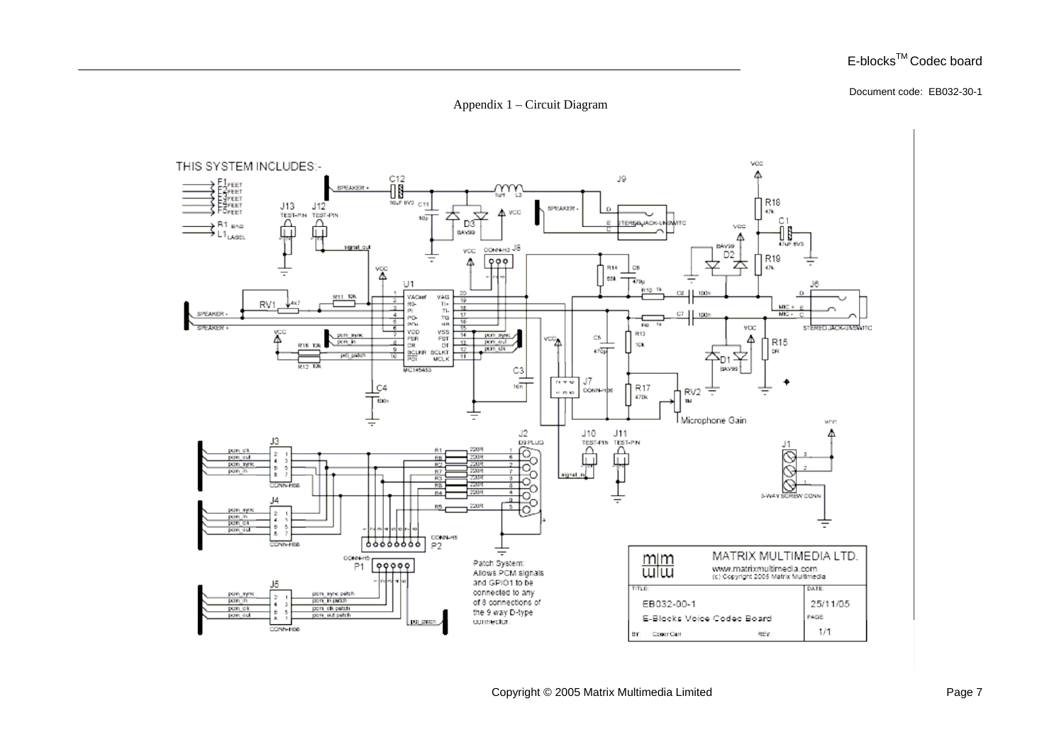# Appendix 1 – Circuit Diagram

THIS SYSTEM INCLUDES:-

F1 FEET
F2 FEET
F3 FEET
F4 FEET
F5 FEET
R1 BAG
L1 LABEL

Patch System:
Allows PCM signals and GPIO1 to be connected to any of 8 connections of the 9 way D-type connector.

MATRIX MULTIMEDIA LTD.
www.matrixmultimedia.com
(c) Copyright 2005 Matrix Multimedia

| | |
|---|---|
| TITLE: EB032-00-1 | DATE: 25/11/05 |
| E-Blocks Voice Codec Board | PAGE: 1/1 |
| BY: Conor Carr | REV: |